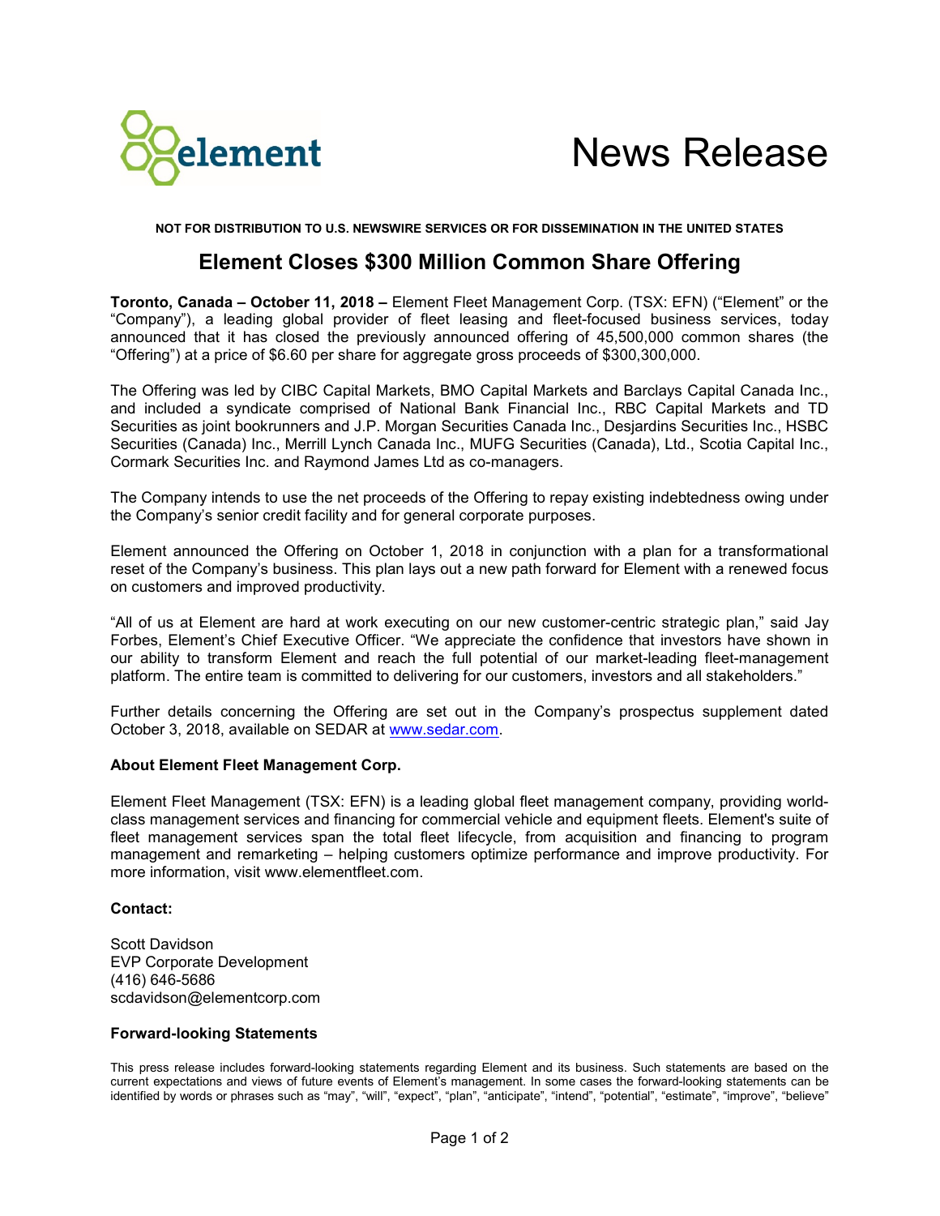element

# News Release

**NOT FOR DISTRIBUTION TO U.S. NEWSWIRE SERVICES OR FOR DISSEMINATION IN THE UNITED STATES**

## Element Closes $300 Million Common Share Offering

**Toronto, Canada – October 11, 2018 –** Element Fleet Management Corp. (TSX: EFN) ("Element" or the "Company"), a leading global provider of fleet leasing and fleet-focused business services, today announced that it has closed the previously announced offering of 45,500,000 common shares (the "Offering") at a price of $6.60 per share for aggregate gross proceeds of $300,300,000.

The Offering was led by CIBC Capital Markets, BMO Capital Markets and Barclays Capital Canada Inc., and included a syndicate comprised of National Bank Financial Inc., RBC Capital Markets and TD Securities as joint bookrunners and J.P. Morgan Securities Canada Inc., Desjardins Securities Inc., HSBC Securities (Canada) Inc., Merrill Lynch Canada Inc., MUFG Securities (Canada), Ltd., Scotia Capital Inc., Cormark Securities Inc. and Raymond James Ltd as co-managers.

The Company intends to use the net proceeds of the Offering to repay existing indebtedness owing under the Company's senior credit facility and for general corporate purposes.

Element announced the Offering on October 1, 2018 in conjunction with a plan for a transformational reset of the Company's business. This plan lays out a new path forward for Element with a renewed focus on customers and improved productivity.

"All of us at Element are hard at work executing on our new customer-centric strategic plan," said Jay Forbes, Element's Chief Executive Officer. "We appreciate the confidence that investors have shown in our ability to transform Element and reach the full potential of our market-leading fleet-management platform. The entire team is committed to delivering for our customers, investors and all stakeholders."

Further details concerning the Offering are set out in the Company's prospectus supplement dated October 3, 2018, available on SEDAR at www.sedar.com.

**About Element Fleet Management Corp.**

Element Fleet Management (TSX: EFN) is a leading global fleet management company, providing world-class management services and financing for commercial vehicle and equipment fleets. Element's suite of fleet management services span the total fleet lifecycle, from acquisition and financing to program management and remarketing – helping customers optimize performance and improve productivity. For more information, visit www.elementfleet.com.

**Contact:**

Scott Davidson
EVP Corporate Development
(416) 646-5686
scdavidson@elementcorp.com

**Forward-looking Statements**

This press release includes forward-looking statements regarding Element and its business. Such statements are based on the current expectations and views of future events of Element's management. In some cases the forward-looking statements can be identified by words or phrases such as "may", "will", "expect", "plan", "anticipate", "intend", "potential", "estimate", "improve", "believe"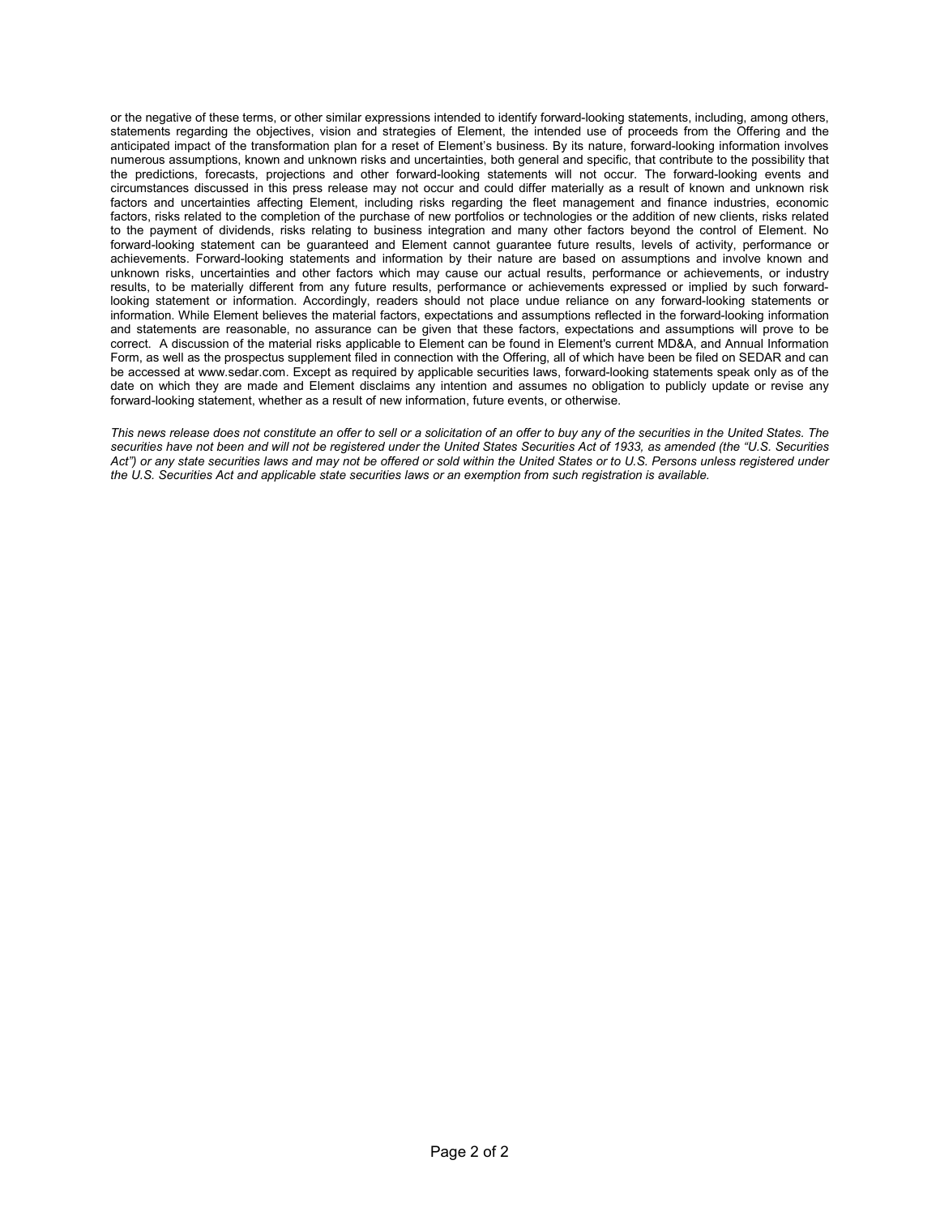or the negative of these terms, or other similar expressions intended to identify forward-looking statements, including, among others, statements regarding the objectives, vision and strategies of Element, the intended use of proceeds from the Offering and the anticipated impact of the transformation plan for a reset of Element's business. By its nature, forward-looking information involves numerous assumptions, known and unknown risks and uncertainties, both general and specific, that contribute to the possibility that the predictions, forecasts, projections and other forward-looking statements will not occur. The forward-looking events and circumstances discussed in this press release may not occur and could differ materially as a result of known and unknown risk factors and uncertainties affecting Element, including risks regarding the fleet management and finance industries, economic factors, risks related to the completion of the purchase of new portfolios or technologies or the addition of new clients, risks related to the payment of dividends, risks relating to business integration and many other factors beyond the control of Element. No forward-looking statement can be guaranteed and Element cannot guarantee future results, levels of activity, performance or achievements. Forward-looking statements and information by their nature are based on assumptions and involve known and unknown risks, uncertainties and other factors which may cause our actual results, performance or achievements, or industry results, to be materially different from any future results, performance or achievements expressed or implied by such forward-looking statement or information. Accordingly, readers should not place undue reliance on any forward-looking statements or information. While Element believes the material factors, expectations and assumptions reflected in the forward-looking information and statements are reasonable, no assurance can be given that these factors, expectations and assumptions will prove to be correct. A discussion of the material risks applicable to Element can be found in Element's current MD&A, and Annual Information Form, as well as the prospectus supplement filed in connection with the Offering, all of which have been be filed on SEDAR and can be accessed at www.sedar.com. Except as required by applicable securities laws, forward-looking statements speak only as of the date on which they are made and Element disclaims any intention and assumes no obligation to publicly update or revise any forward-looking statement, whether as a result of new information, future events, or otherwise.

*This news release does not constitute an offer to sell or a solicitation of an offer to buy any of the securities in the United States. The securities have not been and will not be registered under the United States Securities Act of 1933, as amended (the "U.S. Securities Act") or any state securities laws and may not be offered or sold within the United States or to U.S. Persons unless registered under the U.S. Securities Act and applicable state securities laws or an exemption from such registration is available.*